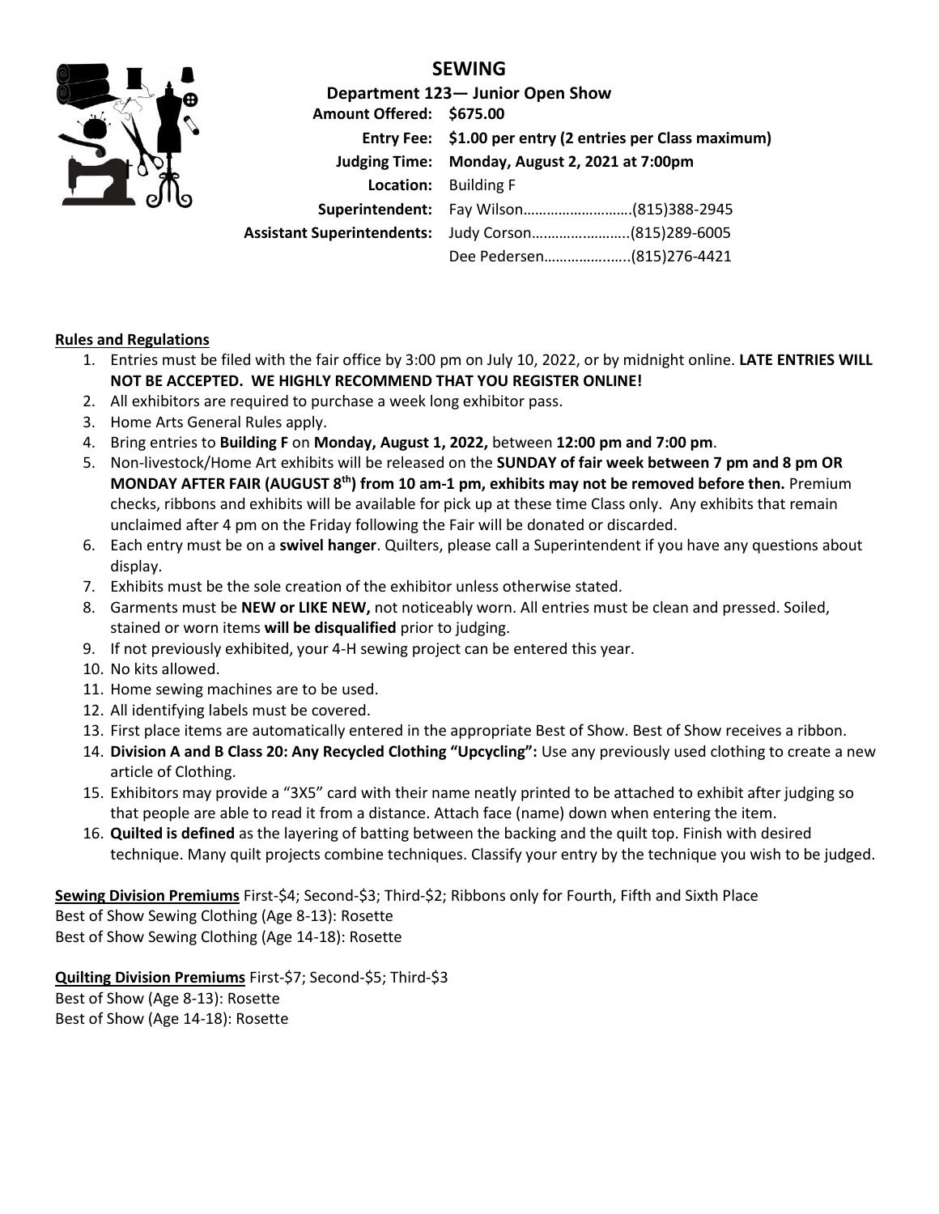# SEWING

## Department 123— Junior Open Show

**Amount Offered:** **$675.00**
**Entry Fee:** **$1.00 per entry (2 entries per Class maximum)**
**Judging Time:** **Monday, August 2, 2021 at 7:00pm**
**Location:** Building F
**Superintendent:** Fay Wilson……………………….(815)388-2945
**Assistant Superintendents:** Judy Corson…………………...(815)289-6005
Dee Pedersen………………..(815)276-4421

**Rules and Regulations**

1. Entries must be filed with the fair office by 3:00 pm on July 10, 2022, or by midnight online. **LATE ENTRIES WILL NOT BE ACCEPTED. WE HIGHLY RECOMMEND THAT YOU REGISTER ONLINE!**
2. All exhibitors are required to purchase a week long exhibitor pass.
3. Home Arts General Rules apply.
4. Bring entries to **Building F** on **Monday, August 1, 2022,** between **12:00 pm and 7:00 pm**.
5. Non-livestock/Home Art exhibits will be released on the **SUNDAY of fair week between 7 pm and 8 pm OR MONDAY AFTER FAIR (AUGUST 8th) from 10 am-1 pm, exhibits may not be removed before then.** Premium checks, ribbons and exhibits will be available for pick up at these time Class only. Any exhibits that remain unclaimed after 4 pm on the Friday following the Fair will be donated or discarded.
6. Each entry must be on a **swivel hanger**. Quilters, please call a Superintendent if you have any questions about display.
7. Exhibits must be the sole creation of the exhibitor unless otherwise stated.
8. Garments must be **NEW or LIKE NEW,** not noticeably worn. All entries must be clean and pressed. Soiled, stained or worn items **will be disqualified** prior to judging.
9. If not previously exhibited, your 4-H sewing project can be entered this year.
10. No kits allowed.
11. Home sewing machines are to be used.
12. All identifying labels must be covered.
13. First place items are automatically entered in the appropriate Best of Show. Best of Show receives a ribbon.
14. **Division A and B Class 20: Any Recycled Clothing "Upcycling":** Use any previously used clothing to create a new article of Clothing.
15. Exhibitors may provide a "3X5" card with their name neatly printed to be attached to exhibit after judging so that people are able to read it from a distance. Attach face (name) down when entering the item.
16. **Quilted is defined** as the layering of batting between the backing and the quilt top. Finish with desired technique. Many quilt projects combine techniques. Classify your entry by the technique you wish to be judged.

**Sewing Division Premiums** First-$4; Second-$3; Third-$2; Ribbons only for Fourth, Fifth and Sixth Place
Best of Show Sewing Clothing (Age 8-13): Rosette
Best of Show Sewing Clothing (Age 14-18): Rosette

**Quilting Division Premiums** First-$7; Second-$5; Third-$3
Best of Show (Age 8-13): Rosette
Best of Show (Age 14-18): Rosette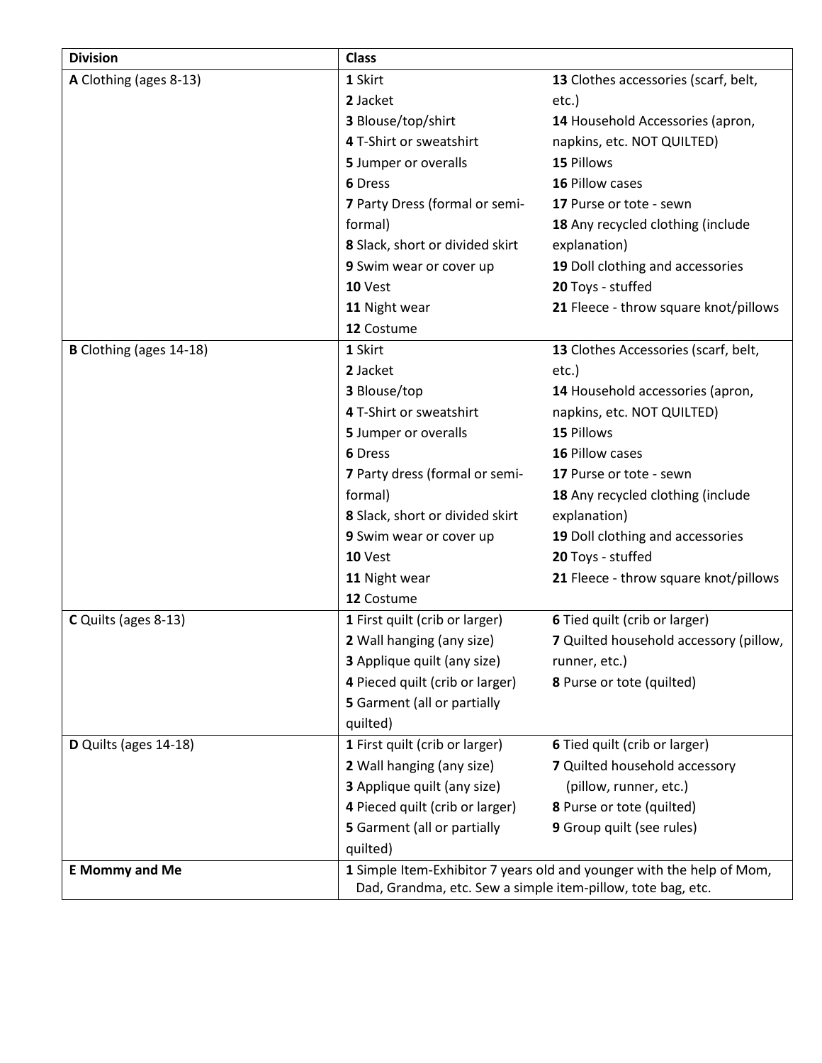| Division | Class | |
|---|---|---|
| **A** Clothing (ages 8-13) | **1** Skirt<br>**2** Jacket<br>**3** Blouse/top/shirt<br>**4** T-Shirt or sweatshirt<br>**5** Jumper or overalls<br>**6** Dress<br>**7** Party Dress (formal or semi-formal)<br>**8** Slack, short or divided skirt<br>**9** Swim wear or cover up<br>**10** Vest<br>**11** Night wear<br>**12** Costume | **13** Clothes accessories (scarf, belt, etc.)<br>**14** Household Accessories (apron, napkins, etc. NOT QUILTED)<br>**15** Pillows<br>**16** Pillow cases<br>**17** Purse or tote - sewn<br>**18** Any recycled clothing (include explanation)<br>**19** Doll clothing and accessories<br>**20** Toys - stuffed<br>**21** Fleece - throw square knot/pillows |
| **B** Clothing (ages 14-18) | **1** Skirt<br>**2** Jacket<br>**3** Blouse/top<br>**4** T-Shirt or sweatshirt<br>**5** Jumper or overalls<br>**6** Dress<br>**7** Party dress (formal or semi-formal)<br>**8** Slack, short or divided skirt<br>**9** Swim wear or cover up<br>**10** Vest<br>**11** Night wear<br>**12** Costume | **13** Clothes Accessories (scarf, belt, etc.)<br>**14** Household accessories (apron, napkins, etc. NOT QUILTED)<br>**15** Pillows<br>**16** Pillow cases<br>**17** Purse or tote - sewn<br>**18** Any recycled clothing (include explanation)<br>**19** Doll clothing and accessories<br>**20** Toys - stuffed<br>**21** Fleece - throw square knot/pillows |
| **C** Quilts (ages 8-13) | **1** First quilt (crib or larger)<br>**2** Wall hanging (any size)<br>**3** Applique quilt (any size)<br>**4** Pieced quilt (crib or larger)<br>**5** Garment (all or partially quilted) | **6** Tied quilt (crib or larger)<br>**7** Quilted household accessory (pillow, runner, etc.)<br>**8** Purse or tote (quilted) |
| **D** Quilts (ages 14-18) | **1** First quilt (crib or larger)<br>**2** Wall hanging (any size)<br>**3** Applique quilt (any size)<br>**4** Pieced quilt (crib or larger)<br>**5** Garment (all or partially quilted) | **6** Tied quilt (crib or larger)<br>**7** Quilted household accessory (pillow, runner, etc.)<br>**8** Purse or tote (quilted)<br>**9** Group quilt (see rules) |
| **E Mommy and Me** | **1** Simple Item-Exhibitor 7 years old and younger with the help of Mom, Dad, Grandma, etc. Sew a simple item-pillow, tote bag, etc. | |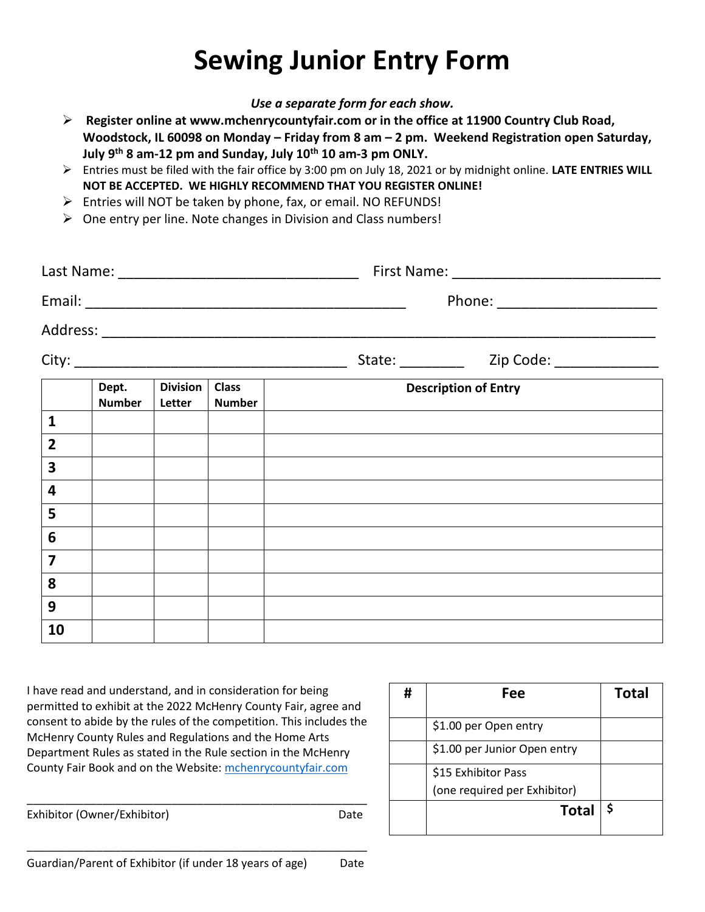# Sewing Junior Entry Form

*Use a separate form for each show.*

- **Register online at www.mchenrycountyfair.com or in the office at 11900 Country Club Road, Woodstock, IL 60098 on Monday – Friday from 8 am – 2 pm. Weekend Registration open Saturday, July 9th 8 am-12 pm and Sunday, July 10th 10 am-3 pm ONLY.**
- Entries must be filed with the fair office by 3:00 pm on July 18, 2021 or by midnight online. **LATE ENTRIES WILL NOT BE ACCEPTED. WE HIGHLY RECOMMEND THAT YOU REGISTER ONLINE!**
- Entries will NOT be taken by phone, fax, or email. NO REFUNDS!
- One entry per line. Note changes in Division and Class numbers!

Last Name: ______________________________ First Name: __________________________

Email: ________________________________________ Phone: ____________________

Address: ______________________________________________________________________

City: __________________________________ State: ________ Zip Code: _____________

| | Dept. Number | Division Letter | Class Number | Description of Entry |
|---|---|---|---|---|
| **1** | | | | |
| **2** | | | | |
| **3** | | | | |
| **4** | | | | |
| **5** | | | | |
| **6** | | | | |
| **7** | | | | |
| **8** | | | | |
| **9** | | | | |
| **10** | | | | |

I have read and understand, and in consideration for being permitted to exhibit at the 2022 McHenry County Fair, agree and consent to abide by the rules of the competition. This includes the McHenry County Rules and Regulations and the Home Arts Department Rules as stated in the Rule section in the McHenry County Fair Book and on the Website: mchenrycountyfair.com

_____________________________________________________
Exhibitor (Owner/Exhibitor) Date

_____________________________________________________
Guardian/Parent of Exhibitor (if under 18 years of age) Date

| # | Fee | Total |
|---|---|---|
| | $1.00 per Open entry | |
| | $1.00 per Junior Open entry | |
| | $15 Exhibitor Pass (one required per Exhibitor) | |
| | **Total** | $ |